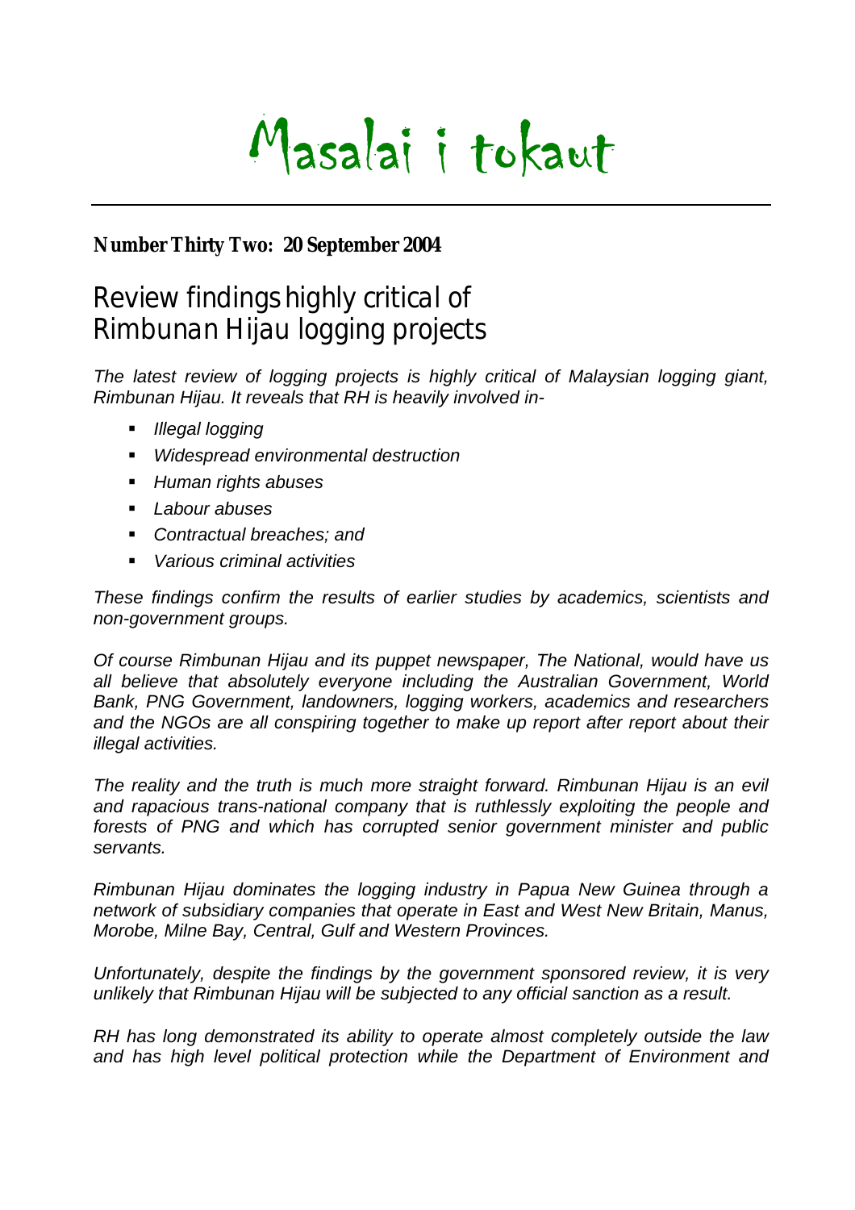# Masalai i tokaut

**Number Thirty Two: 20 September 2004**

## Review findings highly critical of Rimbunan Hijau logging projects

*The latest review of logging projects is highly critical of Malaysian logging giant, Rimbunan Hijau. It reveals that RH is heavily involved in-*

- *Illegal logging*
- *Widespread environmental destruction*
- *Human rights abuses*
- *Labour abuses*
- *Contractual breaches; and*
- *Various criminal activities*

*These findings confirm the results of earlier studies by academics, scientists and non-government groups.*

*Of course Rimbunan Hijau and its puppet newspaper, The National, would have us all believe that absolutely everyone including the Australian Government, World Bank, PNG Government, landowners, logging workers, academics and researchers and the NGOs are all conspiring together to make up report after report about their illegal activities.*

*The reality and the truth is much more straight forward. Rimbunan Hijau is an evil and rapacious trans-national company that is ruthlessly exploiting the people and forests of PNG and which has corrupted senior government minister and public servants.*

*Rimbunan Hijau dominates the logging industry in Papua New Guinea through a network of subsidiary companies that operate in East and West New Britain, Manus, Morobe, Milne Bay, Central, Gulf and Western Provinces.*

*Unfortunately, despite the findings by the government sponsored review, it is very unlikely that Rimbunan Hijau will be subjected to any official sanction as a result.*

*RH has long demonstrated its ability to operate almost completely outside the law and has high level political protection while the Department of Environment and*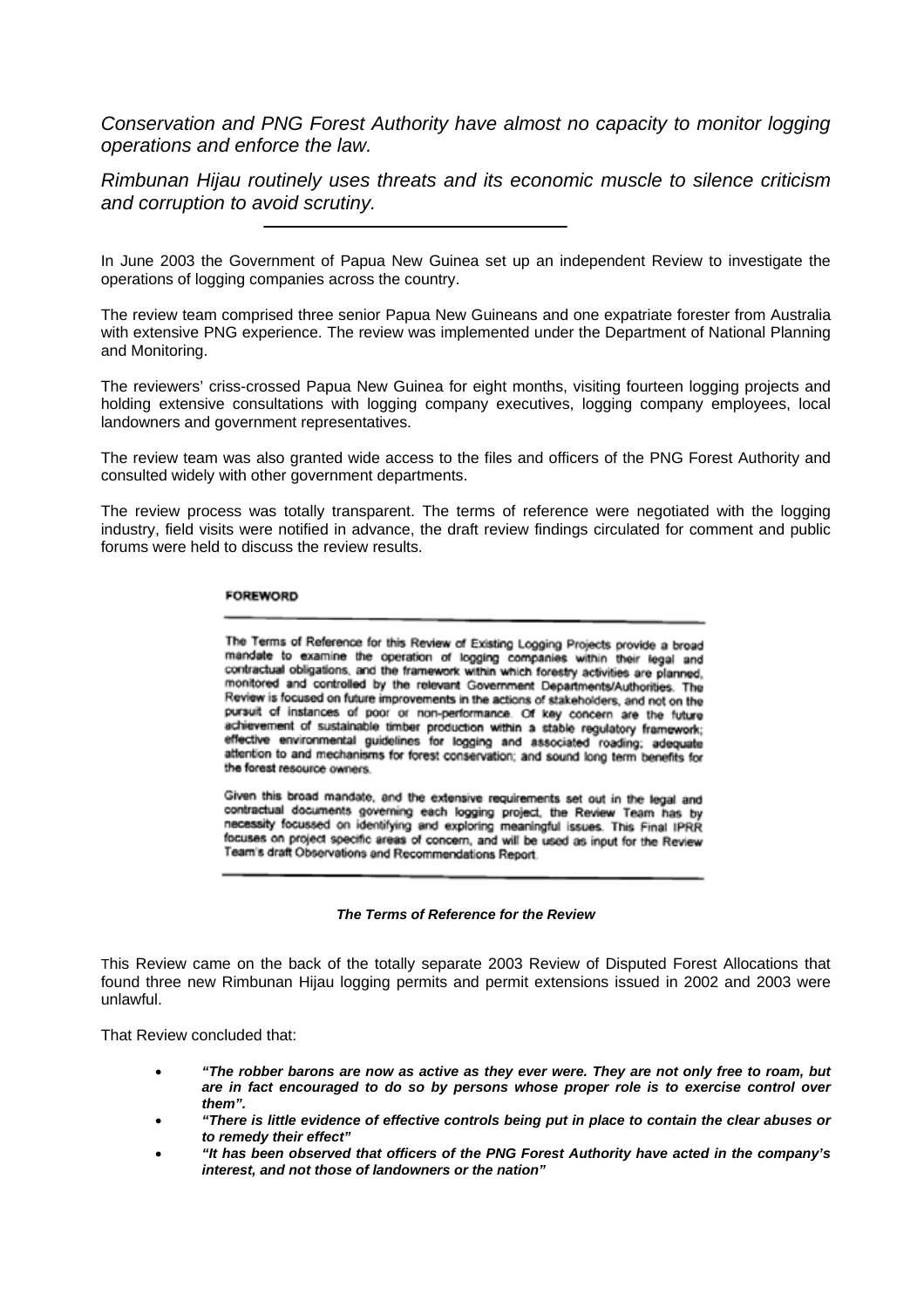*Conservation and PNG Forest Authority have almost no capacity to monitor logging operations and enforce the law.*

*Rimbunan Hijau routinely uses threats and its economic muscle to silence criticism and corruption to avoid scrutiny.*

---

In June 2003 the Government of Papua New Guinea set up an independent Review to investigate the operations of logging companies across the country.

The review team comprised three senior Papua New Guineans and one expatriate forester from Australia with extensive PNG experience. The review was implemented under the Department of National Planning and Monitoring.

The reviewers' criss-crossed Papua New Guinea for eight months, visiting fourteen logging projects and holding extensive consultations with logging company executives, logging company employees, local landowners and government representatives.

The review team was also granted wide access to the files and officers of the PNG Forest Authority and consulted widely with other government departments.

The review process was totally transparent. The terms of reference were negotiated with the logging industry, field visits were notified in advance, the draft review findings circulated for comment and public forums were held to discuss the review results.

**FOREWORD**

---

The Terms of Reference for this Review of Existing Logging Projects provide a broad mandate to examine the operation of logging companies within their legal and contractual obligations, and the framework within which forestry activities are planned, monitored and controlled by the relevant Government Departments/Authorities. The Review is focused on future improvements in the actions of stakeholders, and not on the pursuit of instances of poor or non-performance. Of key concern are the future achievement of sustainable timber production within a stable regulatory framework; effective environmental guidelines for logging and associated roading; adequate attention to and mechanisms for forest conservation; and sound long term benefits for the forest resource owners.

Given this broad mandate, and the extensive requirements set out in the legal and contractual documents governing each logging project, the Review Team has by necessity focussed on identifying and exploring meaningful issues. This Final IPRR focuses on project specific areas of concern, and will be used as input for the Review Team's draft Observations and Recommendations Report.

---

***The Terms of Reference for the Review***

This Review came on the back of the totally separate 2003 Review of Disputed Forest Allocations that found three new Rimbunan Hijau logging permits and permit extensions issued in 2002 and 2003 were unlawful.

That Review concluded that:

- ***"The robber barons are now as active as they ever were. They are not only free to roam, but are in fact encouraged to do so by persons whose proper role is to exercise control over them".***
- ***"There is little evidence of effective controls being put in place to contain the clear abuses or to remedy their effect"***
- ***"It has been observed that officers of the PNG Forest Authority have acted in the company's interest, and not those of landowners or the nation"***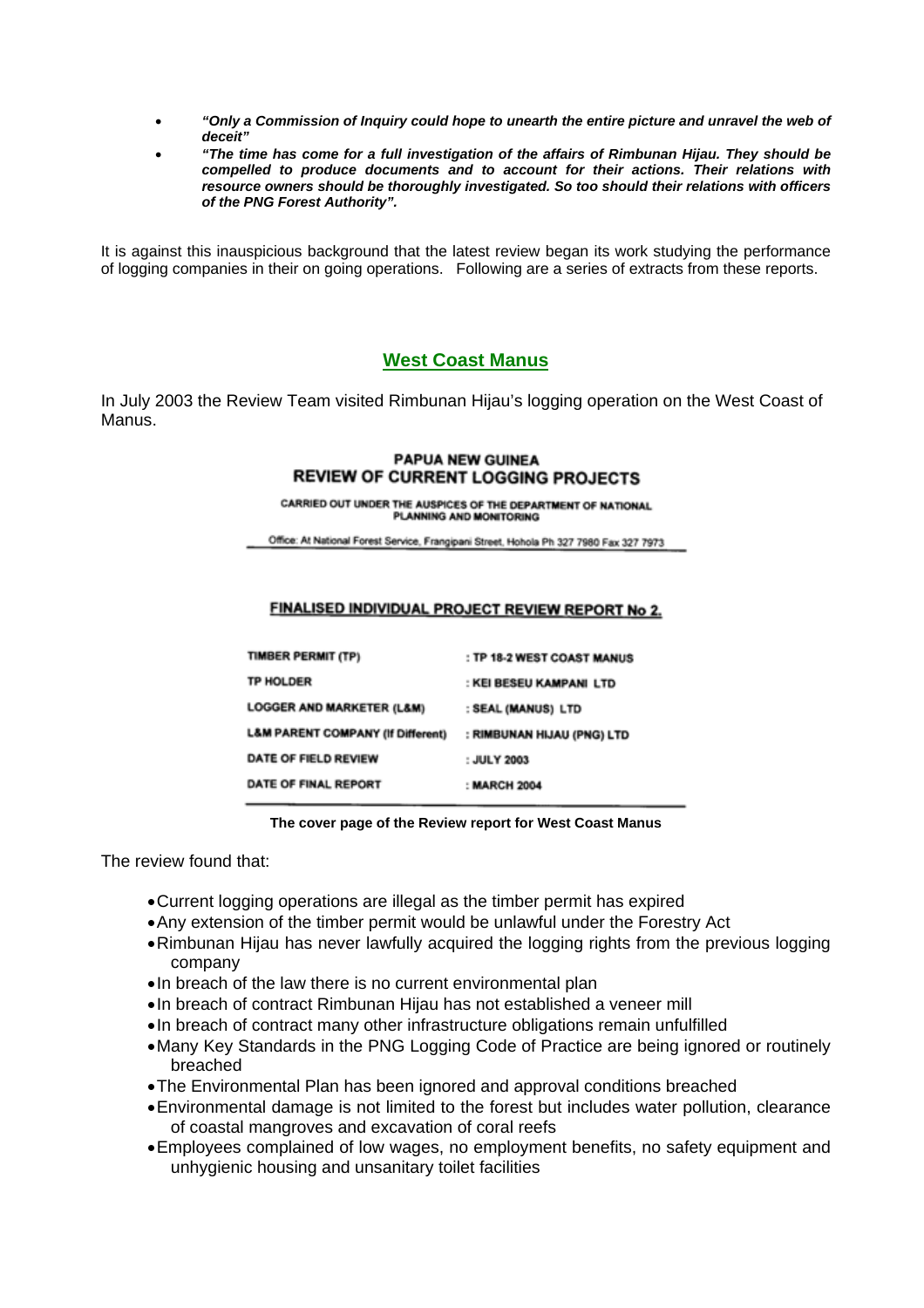- ***"Only a Commission of Inquiry could hope to unearth the entire picture and unravel the web of deceit"***
- ***"The time has come for a full investigation of the affairs of Rimbunan Hijau. They should be compelled to produce documents and to account for their actions. Their relations with resource owners should be thoroughly investigated. So too should their relations with officers of the PNG Forest Authority".***

It is against this inauspicious background that the latest review began its work studying the performance of logging companies in their on going operations. Following are a series of extracts from these reports.

## West Coast Manus

In July 2003 the Review Team visited Rimbunan Hijau's logging operation on the West Coast of Manus.

**PAPUA NEW GUINEA**
**REVIEW OF CURRENT LOGGING PROJECTS**

CARRIED OUT UNDER THE AUSPICES OF THE DEPARTMENT OF NATIONAL PLANNING AND MONITORING

Office: At National Forest Service, Frangipani Street, Hohola Ph 327 7980 Fax 327 7973

**FINALISED INDIVIDUAL PROJECT REVIEW REPORT No 2.**

| | |
|---|---|
| TIMBER PERMIT (TP) | : TP 18-2 WEST COAST MANUS |
| TP HOLDER | : KEI BESEU KAMPANI LTD |
| LOGGER AND MARKETER (L&M) | : SEAL (MANUS) LTD |
| L&M PARENT COMPANY (If Different) | : RIMBUNAN HIJAU (PNG) LTD |
| DATE OF FIELD REVIEW | : JULY 2003 |
| DATE OF FINAL REPORT | : MARCH 2004 |

**The cover page of the Review report for West Coast Manus**

The review found that:

- Current logging operations are illegal as the timber permit has expired
- Any extension of the timber permit would be unlawful under the Forestry Act
- Rimbunan Hijau has never lawfully acquired the logging rights from the previous logging company
- In breach of the law there is no current environmental plan
- In breach of contract Rimbunan Hijau has not established a veneer mill
- In breach of contract many other infrastructure obligations remain unfulfilled
- Many Key Standards in the PNG Logging Code of Practice are being ignored or routinely breached
- The Environmental Plan has been ignored and approval conditions breached
- Environmental damage is not limited to the forest but includes water pollution, clearance of coastal mangroves and excavation of coral reefs
- Employees complained of low wages, no employment benefits, no safety equipment and unhygienic housing and unsanitary toilet facilities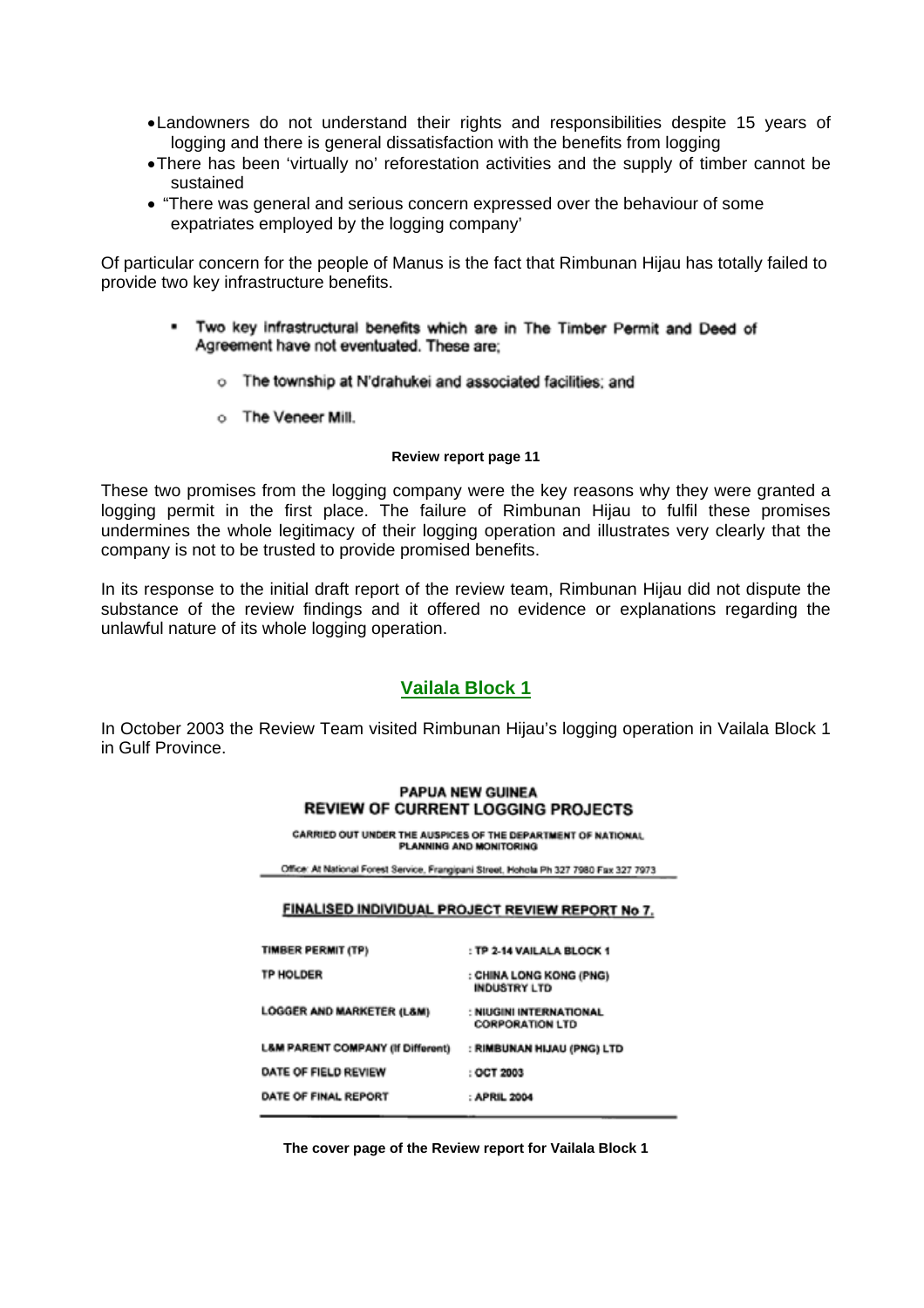- Landowners do not understand their rights and responsibilities despite 15 years of logging and there is general dissatisfaction with the benefits from logging
- There has been 'virtually no' reforestation activities and the supply of timber cannot be sustained
- "There was general and serious concern expressed over the behaviour of some expatriates employed by the logging company'

Of particular concern for the people of Manus is the fact that Rimbunan Hijau has totally failed to provide two key infrastructure benefits.

> - Two key infrastructural benefits which are in The Timber Permit and Deed of Agreement have not eventuated. These are;
>   - The township at N'drahukei and associated facilities; and
>   - The Veneer Mill.

**Review report page 11**

These two promises from the logging company were the key reasons why they were granted a logging permit in the first place. The failure of Rimbunan Hijau to fulfil these promises undermines the whole legitimacy of their logging operation and illustrates very clearly that the company is not to be trusted to provide promised benefits.

In its response to the initial draft report of the review team, Rimbunan Hijau did not dispute the substance of the review findings and it offered no evidence or explanations regarding the unlawful nature of its whole logging operation.

## Vailala Block 1

In October 2003 the Review Team visited Rimbunan Hijau's logging operation in Vailala Block 1 in Gulf Province.

**PAPUA NEW GUINEA**
**REVIEW OF CURRENT LOGGING PROJECTS**

CARRIED OUT UNDER THE AUSPICES OF THE DEPARTMENT OF NATIONAL PLANNING AND MONITORING

Office: At National Forest Service, Frangipani Street, Hohola Ph 327 7980 Fax 327 7973

**FINALISED INDIVIDUAL PROJECT REVIEW REPORT No 7.**

| | |
|---|---|
| TIMBER PERMIT (TP) | : TP 2-14 VAILALA BLOCK 1 |
| TP HOLDER | : CHINA LONG KONG (PNG) INDUSTRY LTD |
| LOGGER AND MARKETER (L&M) | : NIUGINI INTERNATIONAL CORPORATION LTD |
| L&M PARENT COMPANY (If Different) | : RIMBUNAN HIJAU (PNG) LTD |
| DATE OF FIELD REVIEW | : OCT 2003 |
| DATE OF FINAL REPORT | : APRIL 2004 |

**The cover page of the Review report for Vailala Block 1**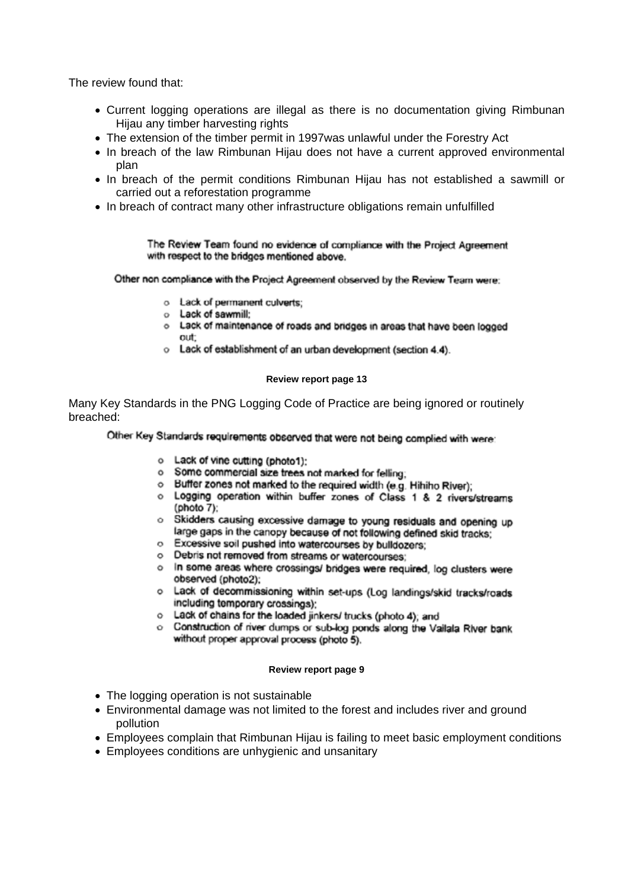The review found that:

- Current logging operations are illegal as there is no documentation giving Rimbunan Hijau any timber harvesting rights
- The extension of the timber permit in 1997was unlawful under the Forestry Act
- In breach of the law Rimbunan Hijau does not have a current approved environmental plan
- In breach of the permit conditions Rimbunan Hijau has not established a sawmill or carried out a reforestation programme
- In breach of contract many other infrastructure obligations remain unfulfilled

> The Review Team found no evidence of compliance with the Project Agreement with respect to the bridges mentioned above.
>
> Other non compliance with the Project Agreement observed by the Review Team were:
>
> - Lack of permanent culverts;
> - Lack of sawmill;
> - Lack of maintenance of roads and bridges in areas that have been logged out;
> - Lack of establishment of an urban development (section 4.4).

**Review report page 13**

Many Key Standards in the PNG Logging Code of Practice are being ignored or routinely breached:

> Other Key Standards requirements observed that were not being complied with were:
>
> - Lack of vine cutting (photo1);
> - Some commercial size trees not marked for felling;
> - Buffer zones not marked to the required width (e.g. Hihiho River);
> - Logging operation within buffer zones of Class 1 & 2 rivers/streams (photo 7);
> - Skidders causing excessive damage to young residuals and opening up large gaps in the canopy because of not following defined skid tracks;
> - Excessive soil pushed into watercourses by bulldozers;
> - Debris not removed from streams or watercourses;
> - In some areas where crossings/ bridges were required, log clusters were observed (photo2);
> - Lack of decommissioning within set-ups (Log landings/skid tracks/roads including temporary crossings);
> - Lack of chains for the loaded jinkers/ trucks (photo 4); and
> - Construction of river dumps or sub-log ponds along the Vailala River bank without proper approval process (photo 5).

**Review report page 9**

- The logging operation is not sustainable
- Environmental damage was not limited to the forest and includes river and ground pollution
- Employees complain that Rimbunan Hijau is failing to meet basic employment conditions
- Employees conditions are unhygienic and unsanitary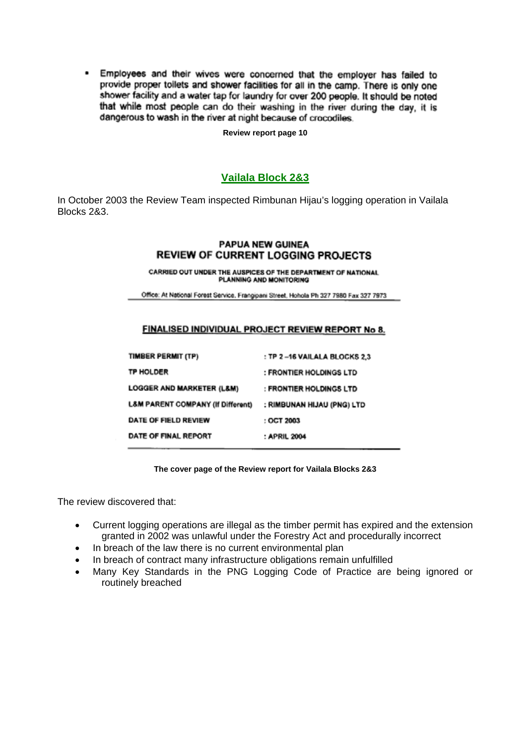- Employees and their wives were concerned that the employer has failed to provide proper toilets and shower facilities for all in the camp. There is only one shower facility and a water tap for laundry for over 200 people. It should be noted that while most people can do their washing in the river during the day, it is dangerous to wash in the river at night because of crocodiles.

**Review report page 10**

## Vailala Block 2&3

In October 2003 the Review Team inspected Rimbunan Hijau's logging operation in Vailala Blocks 2&3.

**PAPUA NEW GUINEA**
**REVIEW OF CURRENT LOGGING PROJECTS**

CARRIED OUT UNDER THE AUSPICES OF THE DEPARTMENT OF NATIONAL PLANNING AND MONITORING

Office: At National Forest Service, Frangipani Street, Hohola Ph 327 7980 Fax 327 7973

**FINALISED INDIVIDUAL PROJECT REVIEW REPORT No 8.**

| | |
|---|---|
| TIMBER PERMIT (TP) | : TP 2 –16 VAILALA BLOCKS 2,3 |
| TP HOLDER | : FRONTIER HOLDINGS LTD |
| LOGGER AND MARKETER (L&M) | : FRONTIER HOLDINGS LTD |
| L&M PARENT COMPANY (If Different) | : RIMBUNAN HIJAU (PNG) LTD |
| DATE OF FIELD REVIEW | : OCT 2003 |
| DATE OF FINAL REPORT | : APRIL 2004 |

**The cover page of the Review report for Vailala Blocks 2&3**

The review discovered that:

- Current logging operations are illegal as the timber permit has expired and the extension granted in 2002 was unlawful under the Forestry Act and procedurally incorrect
- In breach of the law there is no current environmental plan
- In breach of contract many infrastructure obligations remain unfulfilled
- Many Key Standards in the PNG Logging Code of Practice are being ignored or routinely breached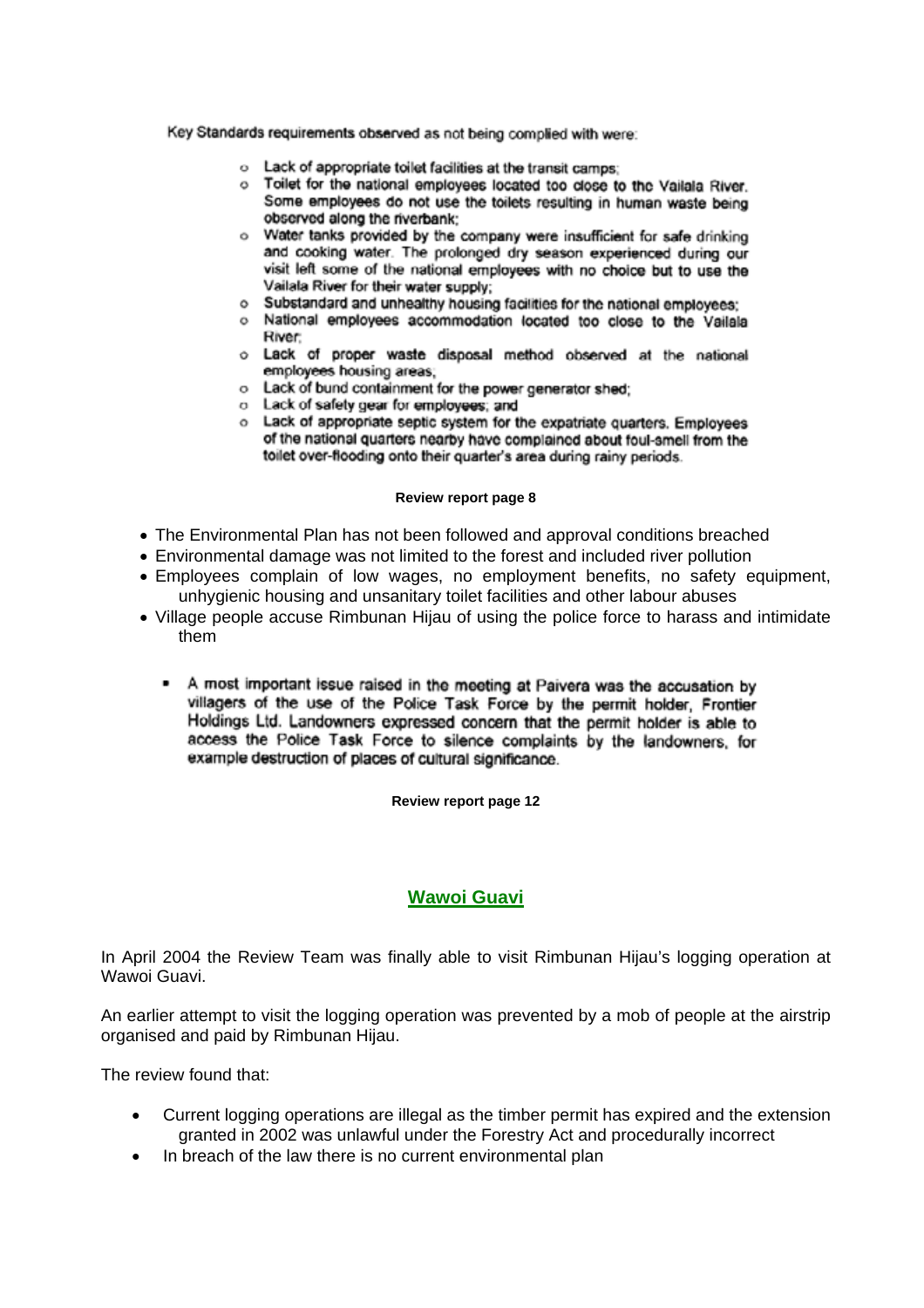Key Standards requirements observed as not being complied with were:

- Lack of appropriate toilet facilities at the transit camps;
- Toilet for the national employees located too close to the Vailala River. Some employees do not use the toilets resulting in human waste being observed along the riverbank;
- Water tanks provided by the company were insufficient for safe drinking and cooking water. The prolonged dry season experienced during our visit left some of the national employees with no choice but to use the Vailala River for their water supply;
- Substandard and unhealthy housing facilities for the national employees;
- National employees accommodation located too close to the Vailala River;
- Lack of proper waste disposal method observed at the national employees housing areas,
- Lack of bund containment for the power generator shed;
- Lack of safety gear for employees; and
- Lack of appropriate septic system for the expatriate quarters. Employees of the national quarters nearby have complained about foul-smell from the toilet over-flooding onto their quarter's area during rainy periods.

**Review report page 8**

- The Environmental Plan has not been followed and approval conditions breached
- Environmental damage was not limited to the forest and included river pollution
- Employees complain of low wages, no employment benefits, no safety equipment, unhygienic housing and unsanitary toilet facilities and other labour abuses
- Village people accuse Rimbunan Hijau of using the police force to harass and intimidate them

  - A most important issue raised in the meeting at Paivera was the accusation by villagers of the use of the Police Task Force by the permit holder, Frontier Holdings Ltd. Landowners expressed concern that the permit holder is able to access the Police Task Force to silence complaints by the landowners, for example destruction of places of cultural significance.

**Review report page 12**

## Wawoi Guavi

In April 2004 the Review Team was finally able to visit Rimbunan Hijau's logging operation at Wawoi Guavi.

An earlier attempt to visit the logging operation was prevented by a mob of people at the airstrip organised and paid by Rimbunan Hijau.

The review found that:

- Current logging operations are illegal as the timber permit has expired and the extension granted in 2002 was unlawful under the Forestry Act and procedurally incorrect
- In breach of the law there is no current environmental plan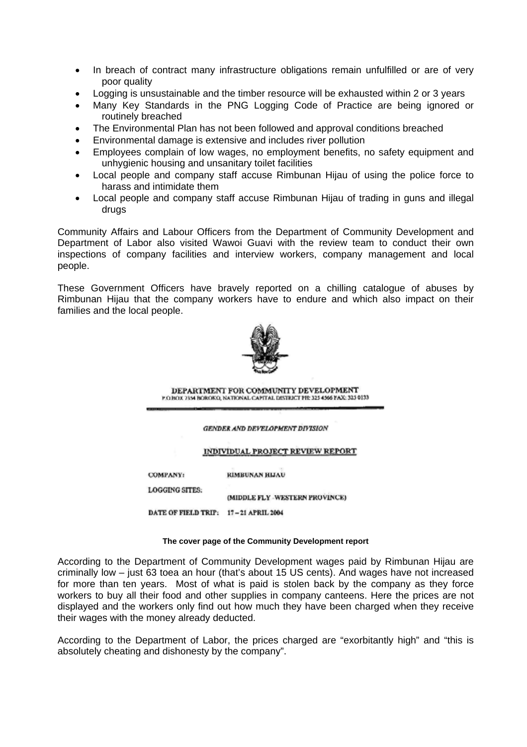- In breach of contract many infrastructure obligations remain unfulfilled or are of very poor quality
- Logging is unsustainable and the timber resource will be exhausted within 2 or 3 years
- Many Key Standards in the PNG Logging Code of Practice are being ignored or routinely breached
- The Environmental Plan has not been followed and approval conditions breached
- Environmental damage is extensive and includes river pollution
- Employees complain of low wages, no employment benefits, no safety equipment and unhygienic housing and unsanitary toilet facilities
- Local people and company staff accuse Rimbunan Hijau of using the police force to harass and intimidate them
- Local people and company staff accuse Rimbunan Hijau of trading in guns and illegal drugs

Community Affairs and Labour Officers from the Department of Community Development and Department of Labor also visited Wawoi Guavi with the review team to conduct their own inspections of company facilities and interview workers, company management and local people.

These Government Officers have bravely reported on a chilling catalogue of abuses by Rimbunan Hijau that the company workers have to endure and which also impact on their families and the local people.

DEPARTMENT FOR COMMUNITY DEVELOPMENT
P.O BOX 7354 BOROKO, NATIONAL CAPITAL DISTRICT PH: 325 4566 FAX: 325 0133

*GENDER AND DEVELOPMENT DIVISION*

INDIVIDUAL PROJECT REVIEW REPORT

COMPANY: RIMBUNAN HIJAU

LOGGING SITES: (MIDDLE FLY -WESTERN PROVINCE)

DATE OF FIELD TRIP: 17 – 21 APRIL 2004

**The cover page of the Community Development report**

According to the Department of Community Development wages paid by Rimbunan Hijau are criminally low – just 63 toea an hour (that's about 15 US cents). And wages have not increased for more than ten years. Most of what is paid is stolen back by the company as they force workers to buy all their food and other supplies in company canteens. Here the prices are not displayed and the workers only find out how much they have been charged when they receive their wages with the money already deducted.

According to the Department of Labor, the prices charged are "exorbitantly high" and "this is absolutely cheating and dishonesty by the company".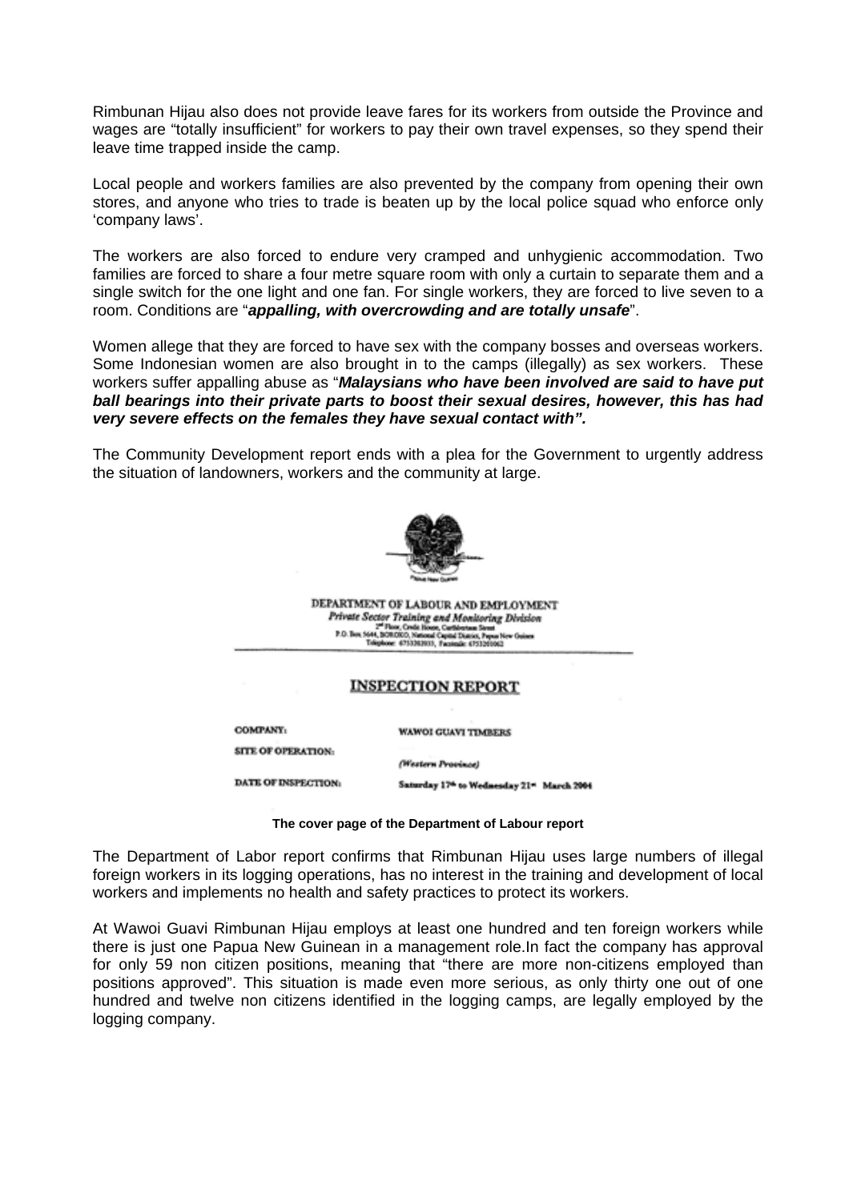Rimbunan Hijau also does not provide leave fares for its workers from outside the Province and wages are "totally insufficient" for workers to pay their own travel expenses, so they spend their leave time trapped inside the camp.

Local people and workers families are also prevented by the company from opening their own stores, and anyone who tries to trade is beaten up by the local police squad who enforce only 'company laws'.

The workers are also forced to endure very cramped and unhygienic accommodation. Two families are forced to share a four metre square room with only a curtain to separate them and a single switch for the one light and one fan. For single workers, they are forced to live seven to a room. Conditions are "***appalling, with overcrowding and are totally unsafe***".

Women allege that they are forced to have sex with the company bosses and overseas workers. Some Indonesian women are also brought in to the camps (illegally) as sex workers. These workers suffer appalling abuse as "***Malaysians who have been involved are said to have put ball bearings into their private parts to boost their sexual desires, however, this has had very severe effects on the females they have sexual contact with".***

The Community Development report ends with a plea for the Government to urgently address the situation of landowners, workers and the community at large.

DEPARTMENT OF LABOUR AND EMPLOYMENT
*Private Sector Training and Monitoring Division*
2nd Floor, Credit House, Cuthbertson Street
P.O. Box 5644, BOROKO, National Capital District, Papua New Guinea
Telephone: 6753202033, Facsimile: 6753201062

INSPECTION REPORT

| | |
|---|---|
| COMPANY: | WAWOI GUAVI TIMBERS |
| SITE OF OPERATION: | *(Western Province)* |
| DATE OF INSPECTION: | Saturday 17th to Wednesday 21st March 2004 |

**The cover page of the Department of Labour report**

The Department of Labor report confirms that Rimbunan Hijau uses large numbers of illegal foreign workers in its logging operations, has no interest in the training and development of local workers and implements no health and safety practices to protect its workers.

At Wawoi Guavi Rimbunan Hijau employs at least one hundred and ten foreign workers while there is just one Papua New Guinean in a management role.In fact the company has approval for only 59 non citizen positions, meaning that "there are more non-citizens employed than positions approved". This situation is made even more serious, as only thirty one out of one hundred and twelve non citizens identified in the logging camps, are legally employed by the logging company.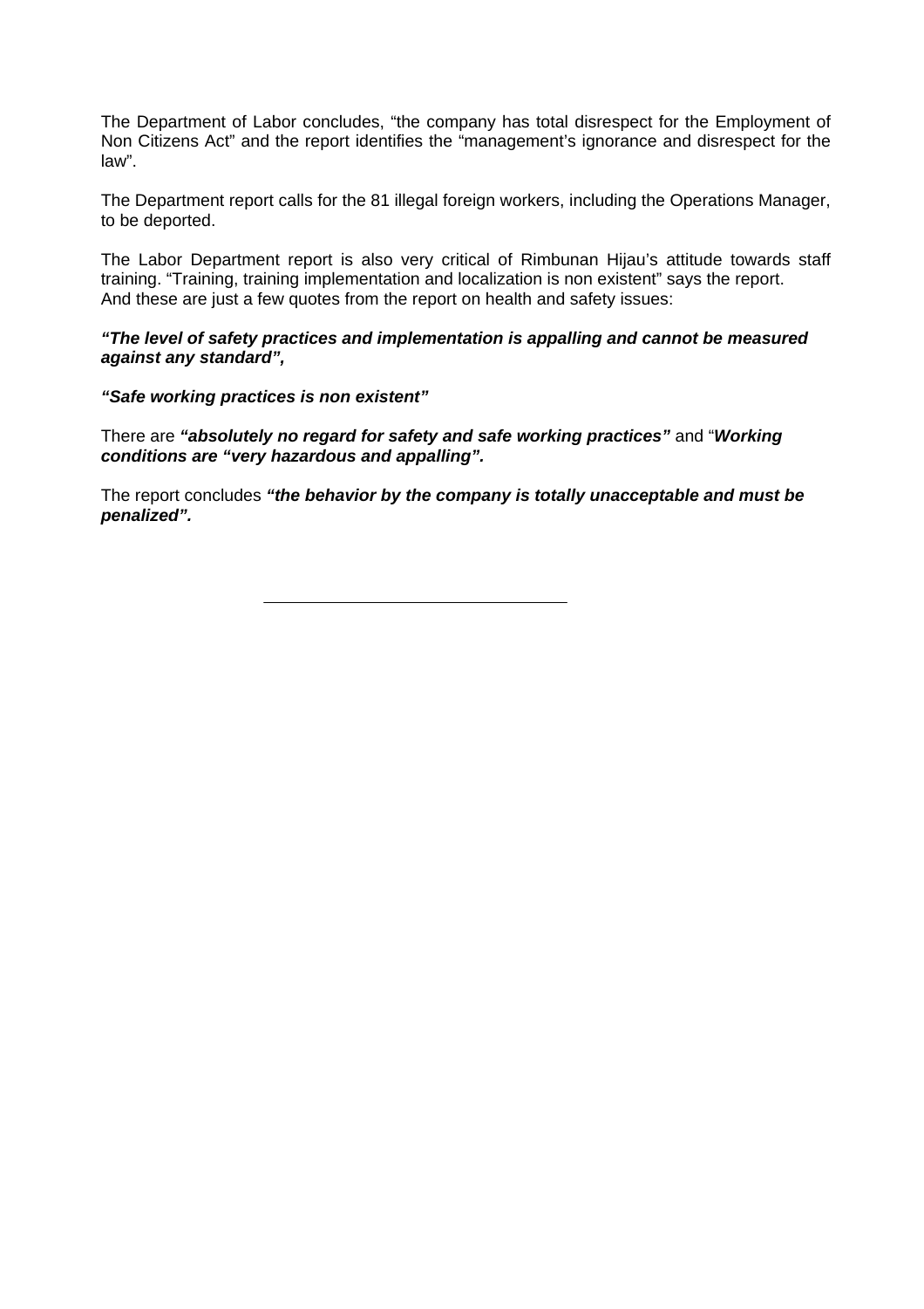The Department of Labor concludes, "the company has total disrespect for the Employment of Non Citizens Act" and the report identifies the "management's ignorance and disrespect for the law".

The Department report calls for the 81 illegal foreign workers, including the Operations Manager, to be deported.

The Labor Department report is also very critical of Rimbunan Hijau's attitude towards staff training. "Training, training implementation and localization is non existent" says the report.
And these are just a few quotes from the report on health and safety issues:

***"The level of safety practices and implementation is appalling and cannot be measured against any standard",***

***"Safe working practices is non existent"***

There are ***"absolutely no regard for safety and safe working practices"*** and "***Working conditions are "very hazardous and appalling".***

The report concludes ***"the behavior by the company is totally unacceptable and must be penalized".***

---